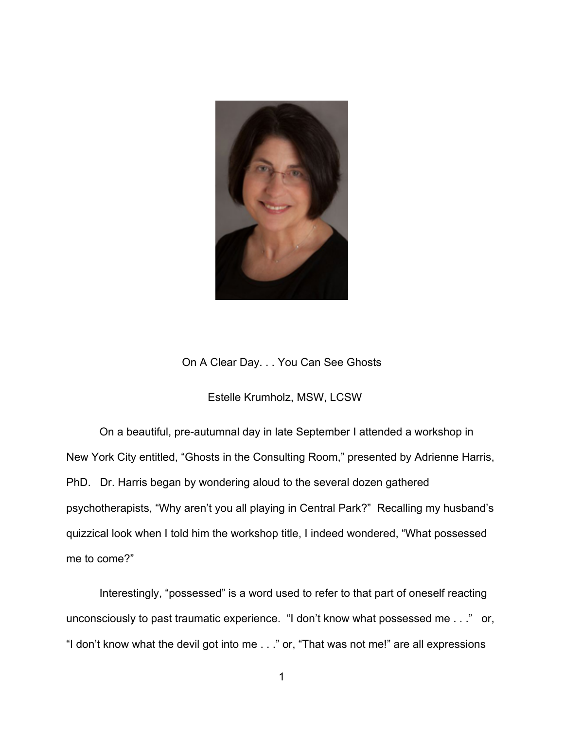# On A Clear Day. . . You Can See Ghosts

Estelle Krumholz, MSW, LCSW

On a beautiful, pre-autumnal day in late September I attended a workshop in New York City entitled, “Ghosts in the Consulting Room,” presented by Adrienne Harris, PhD. Dr. Harris began by wondering aloud to the several dozen gathered psychotherapists, “Why aren’t you all playing in Central Park?” Recalling my husband’s quizzical look when I told him the workshop title, I indeed wondered, “What possessed me to come?”

Interestingly, “possessed” is a word used to refer to that part of oneself reacting unconsciously to past traumatic experience. “I don’t know what possessed me . . .” or, “I don’t know what the devil got into me . . .” or, “That was not me!” are all expressions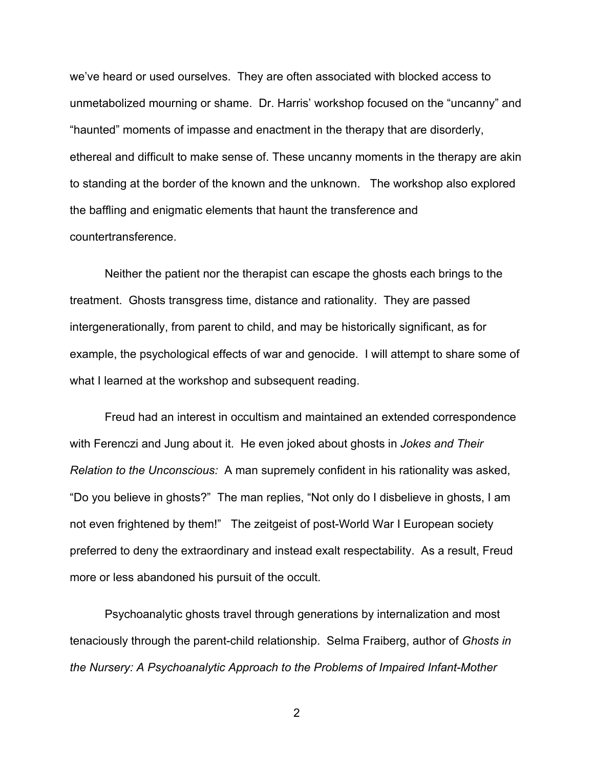we've heard or used ourselves. They are often associated with blocked access to unmetabolized mourning or shame. Dr. Harris' workshop focused on the "uncanny" and "haunted" moments of impasse and enactment in the therapy that are disorderly, ethereal and difficult to make sense of. These uncanny moments in the therapy are akin to standing at the border of the known and the unknown. The workshop also explored the baffling and enigmatic elements that haunt the transference and countertransference.

Neither the patient nor the therapist can escape the ghosts each brings to the treatment. Ghosts transgress time, distance and rationality. They are passed intergenerationally, from parent to child, and may be historically significant, as for example, the psychological effects of war and genocide. I will attempt to share some of what I learned at the workshop and subsequent reading.

Freud had an interest in occultism and maintained an extended correspondence with Ferenczi and Jung about it. He even joked about ghosts in *Jokes and Their Relation to the Unconscious:* A man supremely confident in his rationality was asked, "Do you believe in ghosts?" The man replies, "Not only do I disbelieve in ghosts, I am not even frightened by them!" The zeitgeist of post-World War I European society preferred to deny the extraordinary and instead exalt respectability. As a result, Freud more or less abandoned his pursuit of the occult.

Psychoanalytic ghosts travel through generations by internalization and most tenaciously through the parent-child relationship. Selma Fraiberg, author of *Ghosts in the Nursery: A Psychoanalytic Approach to the Problems of Impaired Infant-Mother*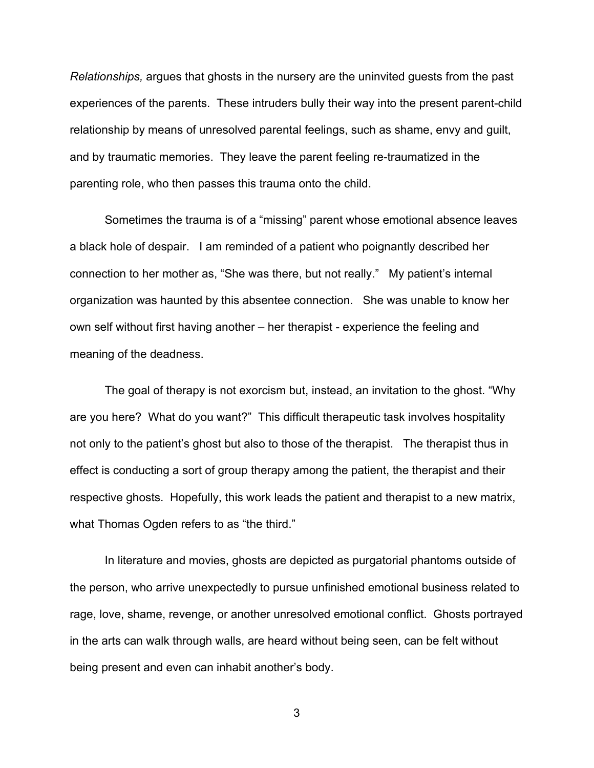*Relationships,* argues that ghosts in the nursery are the uninvited guests from the past experiences of the parents. These intruders bully their way into the present parent-child relationship by means of unresolved parental feelings, such as shame, envy and guilt, and by traumatic memories. They leave the parent feeling re-traumatized in the parenting role, who then passes this trauma onto the child.

Sometimes the trauma is of a "missing" parent whose emotional absence leaves a black hole of despair. I am reminded of a patient who poignantly described her connection to her mother as, "She was there, but not really." My patient's internal organization was haunted by this absentee connection. She was unable to know her own self without first having another – her therapist - experience the feeling and meaning of the deadness.

The goal of therapy is not exorcism but, instead, an invitation to the ghost. "Why are you here? What do you want?" This difficult therapeutic task involves hospitality not only to the patient's ghost but also to those of the therapist. The therapist thus in effect is conducting a sort of group therapy among the patient, the therapist and their respective ghosts. Hopefully, this work leads the patient and therapist to a new matrix, what Thomas Ogden refers to as "the third."

In literature and movies, ghosts are depicted as purgatorial phantoms outside of the person, who arrive unexpectedly to pursue unfinished emotional business related to rage, love, shame, revenge, or another unresolved emotional conflict. Ghosts portrayed in the arts can walk through walls, are heard without being seen, can be felt without being present and even can inhabit another's body.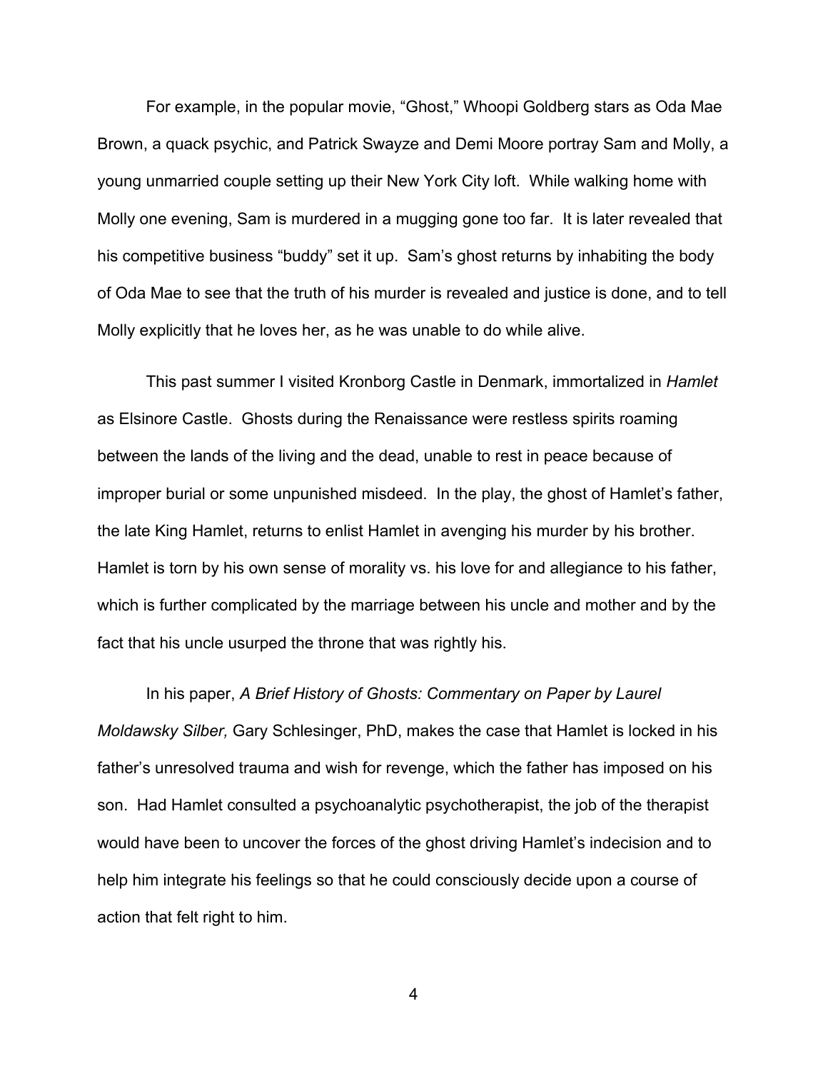For example, in the popular movie, "Ghost," Whoopi Goldberg stars as Oda Mae Brown, a quack psychic, and Patrick Swayze and Demi Moore portray Sam and Molly, a young unmarried couple setting up their New York City loft. While walking home with Molly one evening, Sam is murdered in a mugging gone too far. It is later revealed that his competitive business "buddy" set it up. Sam's ghost returns by inhabiting the body of Oda Mae to see that the truth of his murder is revealed and justice is done, and to tell Molly explicitly that he loves her, as he was unable to do while alive.

This past summer I visited Kronborg Castle in Denmark, immortalized in *Hamlet* as Elsinore Castle. Ghosts during the Renaissance were restless spirits roaming between the lands of the living and the dead, unable to rest in peace because of improper burial or some unpunished misdeed. In the play, the ghost of Hamlet's father, the late King Hamlet, returns to enlist Hamlet in avenging his murder by his brother. Hamlet is torn by his own sense of morality vs. his love for and allegiance to his father, which is further complicated by the marriage between his uncle and mother and by the fact that his uncle usurped the throne that was rightly his.

In his paper, *A Brief History of Ghosts: Commentary on Paper by Laurel Moldawsky Silber,* Gary Schlesinger, PhD, makes the case that Hamlet is locked in his father's unresolved trauma and wish for revenge, which the father has imposed on his son. Had Hamlet consulted a psychoanalytic psychotherapist, the job of the therapist would have been to uncover the forces of the ghost driving Hamlet's indecision and to help him integrate his feelings so that he could consciously decide upon a course of action that felt right to him.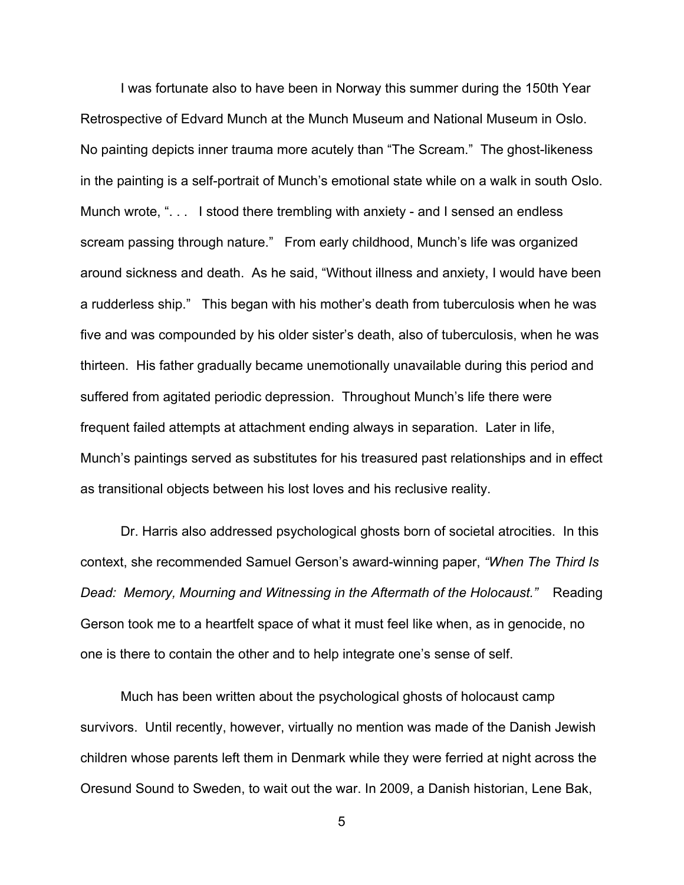I was fortunate also to have been in Norway this summer during the 150th Year Retrospective of Edvard Munch at the Munch Museum and National Museum in Oslo. No painting depicts inner trauma more acutely than "The Scream." The ghost-likeness in the painting is a self-portrait of Munch's emotional state while on a walk in south Oslo. Munch wrote, ". . . I stood there trembling with anxiety - and I sensed an endless scream passing through nature." From early childhood, Munch's life was organized around sickness and death. As he said, "Without illness and anxiety, I would have been a rudderless ship." This began with his mother's death from tuberculosis when he was five and was compounded by his older sister's death, also of tuberculosis, when he was thirteen. His father gradually became unemotionally unavailable during this period and suffered from agitated periodic depression. Throughout Munch's life there were frequent failed attempts at attachment ending always in separation. Later in life, Munch's paintings served as substitutes for his treasured past relationships and in effect as transitional objects between his lost loves and his reclusive reality.

Dr. Harris also addressed psychological ghosts born of societal atrocities. In this context, she recommended Samuel Gerson's award-winning paper, *"When The Third Is Dead: Memory, Mourning and Witnessing in the Aftermath of the Holocaust."* Reading Gerson took me to a heartfelt space of what it must feel like when, as in genocide, no one is there to contain the other and to help integrate one's sense of self.

Much has been written about the psychological ghosts of holocaust camp survivors. Until recently, however, virtually no mention was made of the Danish Jewish children whose parents left them in Denmark while they were ferried at night across the Oresund Sound to Sweden, to wait out the war. In 2009, a Danish historian, Lene Bak,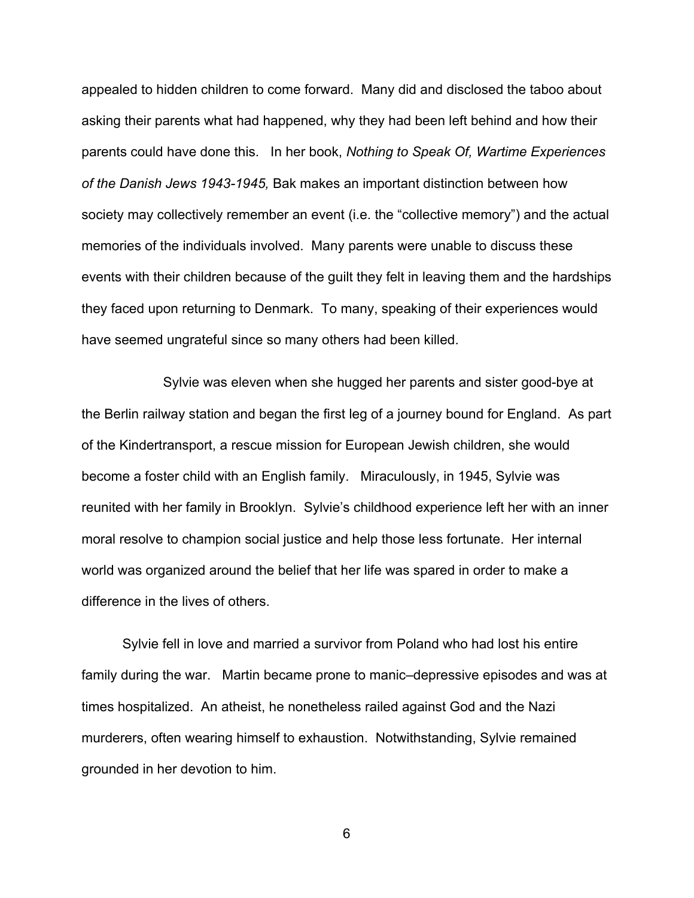appealed to hidden children to come forward. Many did and disclosed the taboo about asking their parents what had happened, why they had been left behind and how their parents could have done this. In her book, *Nothing to Speak Of, Wartime Experiences of the Danish Jews 1943-1945,* Bak makes an important distinction between how society may collectively remember an event (i.e. the "collective memory") and the actual memories of the individuals involved. Many parents were unable to discuss these events with their children because of the guilt they felt in leaving them and the hardships they faced upon returning to Denmark. To many, speaking of their experiences would have seemed ungrateful since so many others had been killed.

Sylvie was eleven when she hugged her parents and sister good-bye at the Berlin railway station and began the first leg of a journey bound for England. As part of the Kindertransport, a rescue mission for European Jewish children, she would become a foster child with an English family. Miraculously, in 1945, Sylvie was reunited with her family in Brooklyn. Sylvie's childhood experience left her with an inner moral resolve to champion social justice and help those less fortunate. Her internal world was organized around the belief that her life was spared in order to make a difference in the lives of others.

Sylvie fell in love and married a survivor from Poland who had lost his entire family during the war. Martin became prone to manic–depressive episodes and was at times hospitalized. An atheist, he nonetheless railed against God and the Nazi murderers, often wearing himself to exhaustion. Notwithstanding, Sylvie remained grounded in her devotion to him.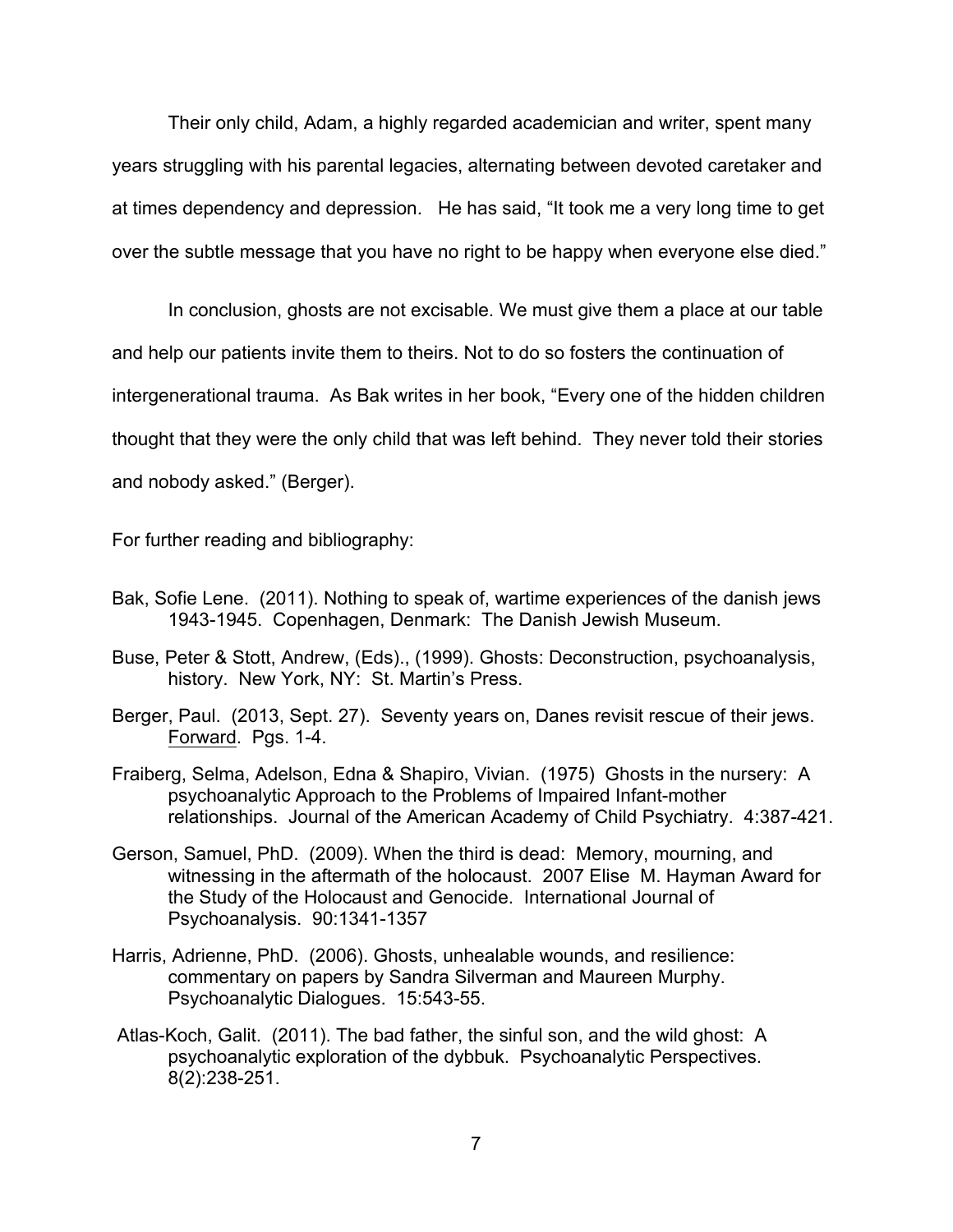Their only child, Adam, a highly regarded academician and writer, spent many years struggling with his parental legacies, alternating between devoted caretaker and at times dependency and depression. He has said, "It took me a very long time to get over the subtle message that you have no right to be happy when everyone else died."

In conclusion, ghosts are not excisable. We must give them a place at our table and help our patients invite them to theirs. Not to do so fosters the continuation of intergenerational trauma. As Bak writes in her book, "Every one of the hidden children thought that they were the only child that was left behind. They never told their stories and nobody asked." (Berger).

For further reading and bibliography:

Bak, Sofie Lene. (2011). Nothing to speak of, wartime experiences of the danish jews 1943-1945. Copenhagen, Denmark: The Danish Jewish Museum.

Buse, Peter & Stott, Andrew, (Eds)., (1999). Ghosts: Deconstruction, psychoanalysis, history. New York, NY: St. Martin's Press.

Berger, Paul. (2013, Sept. 27). Seventy years on, Danes revisit rescue of their jews. <u>Forward</u>. Pgs. 1-4.

Fraiberg, Selma, Adelson, Edna & Shapiro, Vivian. (1975) Ghosts in the nursery: A psychoanalytic Approach to the Problems of Impaired Infant-mother relationships. Journal of the American Academy of Child Psychiatry. 4:387-421.

Gerson, Samuel, PhD. (2009). When the third is dead: Memory, mourning, and witnessing in the aftermath of the holocaust. 2007 Elise M. Hayman Award for the Study of the Holocaust and Genocide. International Journal of Psychoanalysis. 90:1341-1357

Harris, Adrienne, PhD. (2006). Ghosts, unhealable wounds, and resilience: commentary on papers by Sandra Silverman and Maureen Murphy. Psychoanalytic Dialogues. 15:543-55.

Atlas-Koch, Galit. (2011). The bad father, the sinful son, and the wild ghost: A psychoanalytic exploration of the dybbuk. Psychoanalytic Perspectives. 8(2):238-251.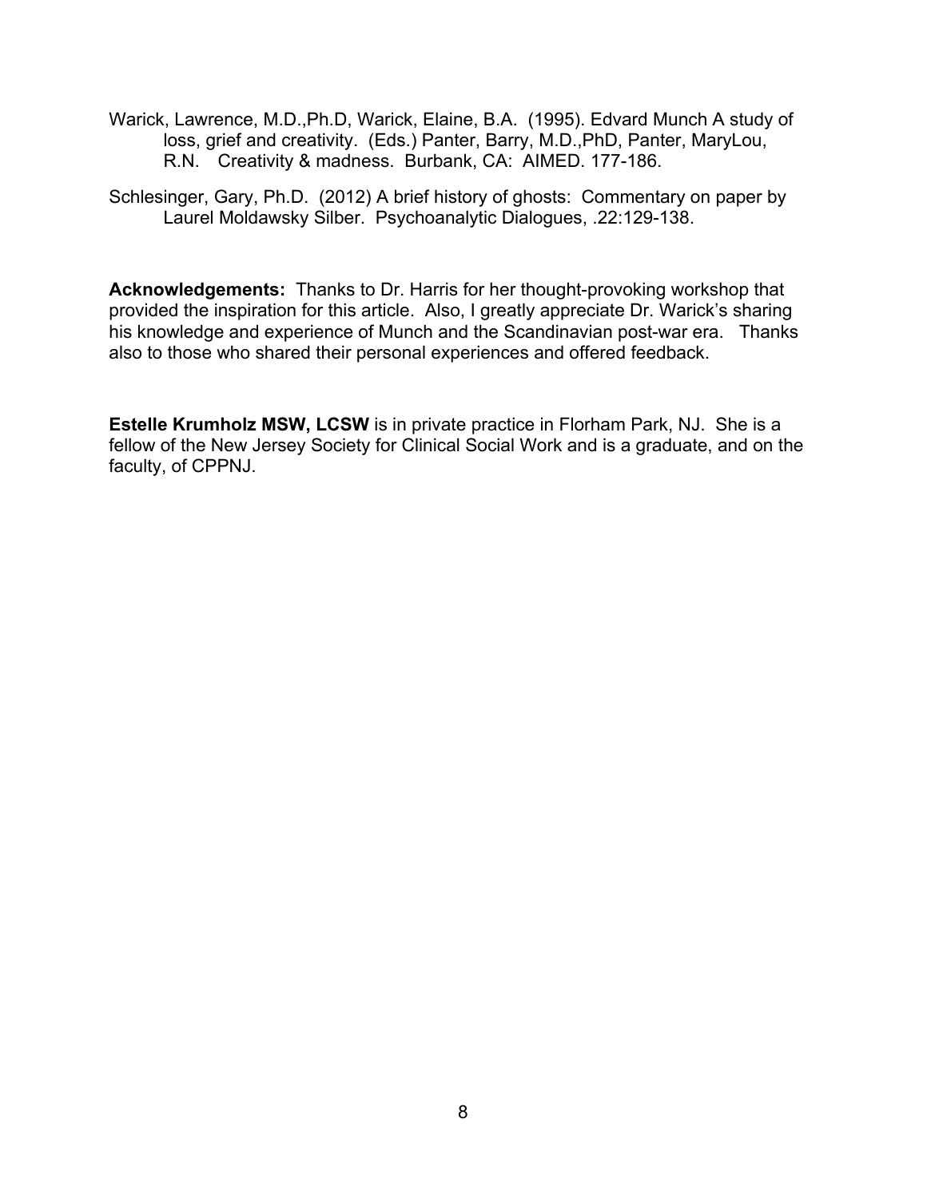Warick, Lawrence, M.D.,Ph.D, Warick, Elaine, B.A. (1995). Edvard Munch A study of loss, grief and creativity. (Eds.) Panter, Barry, M.D.,PhD, Panter, MaryLou, R.N. Creativity & madness. Burbank, CA: AIMED. 177-186.

Schlesinger, Gary, Ph.D. (2012) A brief history of ghosts: Commentary on paper by Laurel Moldawsky Silber. Psychoanalytic Dialogues, .22:129-138.

**Acknowledgements:** Thanks to Dr. Harris for her thought-provoking workshop that provided the inspiration for this article. Also, I greatly appreciate Dr. Warick's sharing his knowledge and experience of Munch and the Scandinavian post-war era. Thanks also to those who shared their personal experiences and offered feedback.

**Estelle Krumholz MSW, LCSW** is in private practice in Florham Park, NJ. She is a fellow of the New Jersey Society for Clinical Social Work and is a graduate, and on the faculty, of CPPNJ.